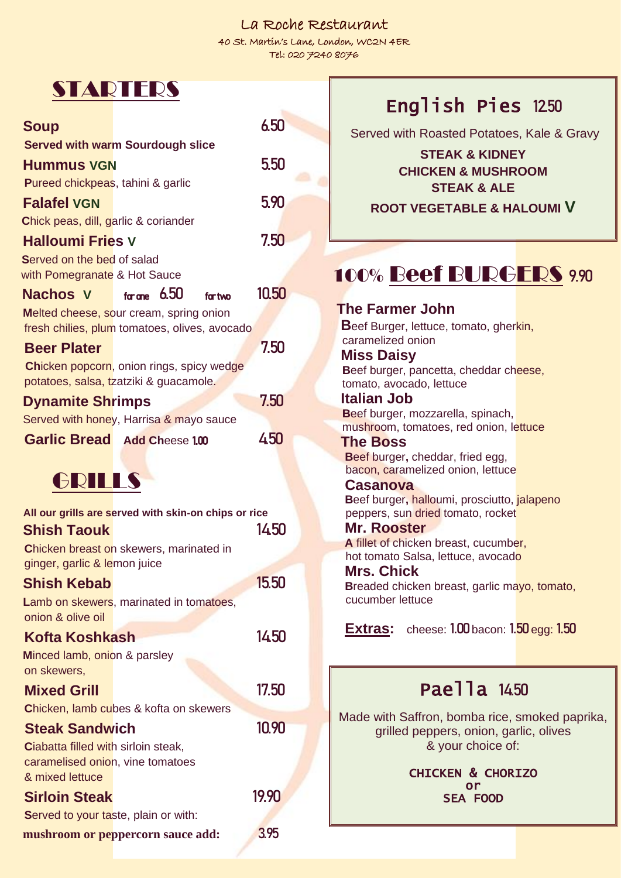# La Roche Restaurant

40 St. Martin's Lane, London, WC2N 4ER

Tel: 020 7240 8076

## STARTERS

**Soup** 6.50

**Served with warm Sourdough slice**

**Hummus VGN** 5.50

Pureed chickpeas, tahini & garlic

**Falafel VGN** 5.90

Chick peas, dill, garlic & coriander

**Halloumi Fries V** 7.50

Served on the bed of salad with Pomegranate & Hot Sauce

**Nachos V** for one 6.50 for two 10.50

Melted cheese, sour cream, spring onion fresh chilies, plum tomatoes, olives, avocado

**Beer Plater** 7.50

Chicken popcorn, onion rings, spicy wedge potatoes, salsa, tzatziki & guacamole.

**Dynamite Shrimps** 7.50

Served with honey, Harrisa & mayo sauce

**Garlic Bread** **Add Cheese 1.00** 4.50

## GRILLS

**All our grills are served with skin-on chips or rice**

**Shish Taouk** 14.50

Chicken breast on skewers, marinated in ginger, garlic & lemon juice

**Shish Kebab** 15.50

Lamb on skewers, marinated in tomatoes, onion & olive oil

**Kofta Koshkash** 14.50

Minced lamb, onion & parsley on skewers,

**Mixed Grill** 17.50

Chicken, lamb cubes & kofta on skewers

**Steak Sandwich** 10.90

Ciabatta filled with sirloin steak, caramelised onion, vine tomatoes & mixed lettuce

**Sirloin Steak** 19.90

Served to your taste, plain or with:

**mushroom or peppercorn sauce add:** 3.95

## English Pies 12.50

Served with Roasted Potatoes, Kale & Gravy

**STEAK & KIDNEY**

**CHICKEN & MUSHROOM**

**STEAK & ALE**

**ROOT VEGETABLE & HALOUMI V**

## 100% Beef BURGERS 9.90

**The Farmer John**

Beef Burger, lettuce, tomato, gherkin, caramelized onion

**Miss Daisy**

Beef burger, pancetta, cheddar cheese, tomato, avocado, lettuce

**Italian Job**

Beef burger, mozzarella, spinach, mushroom, tomatoes, red onion, lettuce

**The Boss**

Beef burger, cheddar, fried egg, bacon, caramelized onion, lettuce

**Casanova**

Beef burger, halloumi, prosciutto, jalapeno peppers, sun dried tomato, rocket

**Mr. Rooster**

A fillet of chicken breast, cucumber, hot tomato Salsa, lettuce, avocado

**Mrs. Chick**

Breaded chicken breast, garlic mayo, tomato, cucumber lettuce

**Extras:** cheese: 1.00 bacon: 1.50 egg: 1.50

## Paella 14.50

Made with Saffron, bomba rice, smoked paprika, grilled peppers, onion, garlic, olives & your choice of:

CHICKEN & CHORIZO

or

SEA FOOD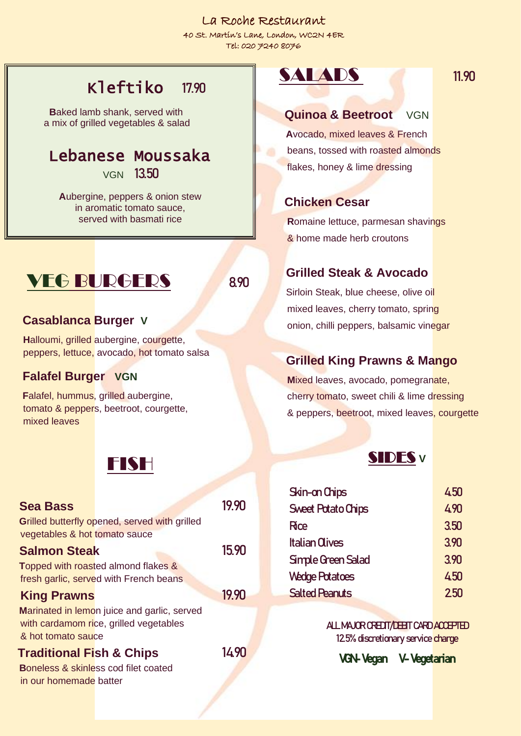La Roche Restaurant

40 St. Martin's Lane, London, WC2N 4ER

Tel: 020 7240 8076

## Kleftiko 17.90

**B**aked lamb shank, served with a mix of grilled vegetables & salad

## Lebanese Moussaka

VGN 13.50

**A**ubergine, peppers & onion stew in aromatic tomato sauce, served with basmati rice

## VEG BURGERS 8.90

### Casablanca Burger V

**H**alloumi, grilled aubergine, courgette, peppers, lettuce, avocado, hot tomato salsa

### Falafel Burger VGN

**F**alafel, hummus, grilled aubergine, tomato & peppers, beetroot, courgette, mixed leaves

## FISH

### Sea Bass 19.90

**G**rilled butterfly opened, served with grilled vegetables & hot tomato sauce

### Salmon Steak 15.90

**T**opped with roasted almond flakes & fresh garlic, served with French beans

### King Prawns 19.90

**M**arinated in lemon juice and garlic, served with cardamom rice, grilled vegetables & hot tomato sauce

### Traditional Fish & Chips 14.90

**B**oneless & skinless cod filet coated in our homemade batter

## SALADS 11.90

### Quinoa & Beetroot VGN

**A**vocado, mixed leaves & French beans, tossed with roasted almonds flakes, honey & lime dressing

### Chicken Cesar

**R**omaine lettuce, parmesan shavings & home made herb croutons

### Grilled Steak & Avocado

Sirloin Steak, blue cheese, olive oil mixed leaves, cherry tomato, spring onion, chilli peppers, balsamic vinegar

### Grilled King Prawns & Mango

**M**ixed leaves, avocado, pomegranate, cherry tomato, sweet chili & lime dressing & peppers, beetroot, mixed leaves, courgette

## SIDES V

| | |
|---|---|
| Skin-on Chips | 4.50 |
| Sweet Potato Chips | 4.90 |
| Rice | 3.50 |
| Italian Olives | 3.90 |
| Simple Green Salad | 3.90 |
| Wedge Potatoes | 4.50 |
| Salted Peanuts | 2.50 |

ALL MAJOR CREDIT/DEBIT CARD ACCEPTED

12.5% discretionary service charge

VGN- Vegan V- Vegetarian